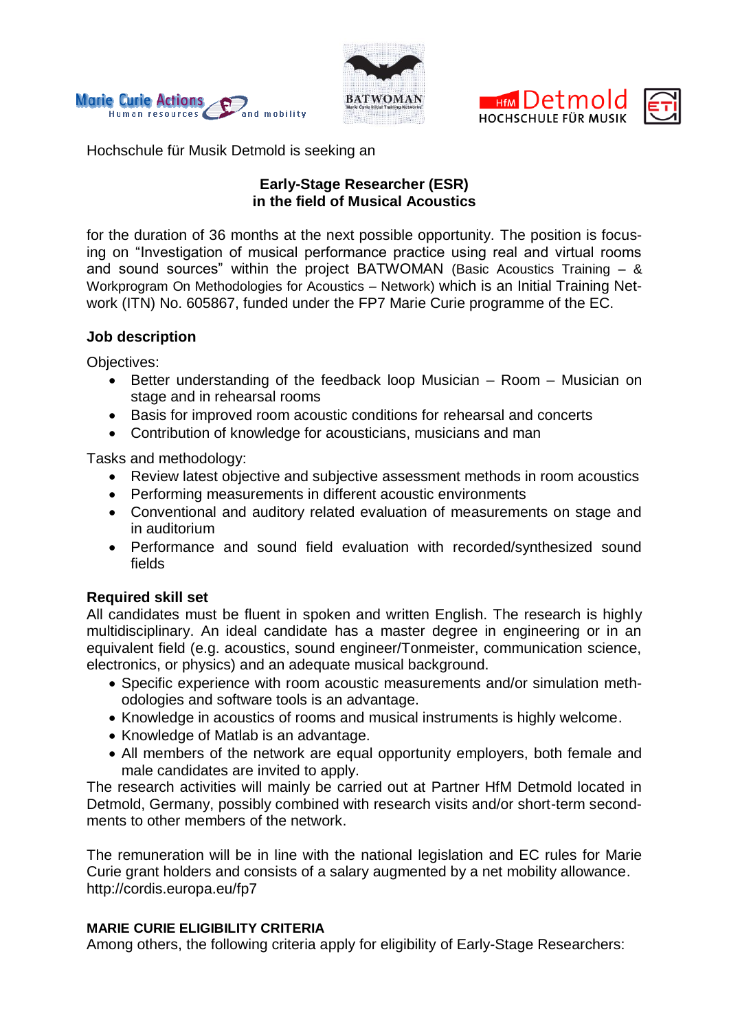Hochschule für Musik Detmold is seeking an

**Early-Stage Researcher (ESR)**
**in the field of Musical Acoustics**

for the duration of 36 months at the next possible opportunity. The position is focusing on "Investigation of musical performance practice using real and virtual rooms and sound sources" within the project BATWOMAN (Basic Acoustics Training – & Workprogram On Methodologies for Acoustics – Network) which is an Initial Training Network (ITN) No. 605867, funded under the FP7 Marie Curie programme of the EC.

### Job description

Objectives:

- Better understanding of the feedback loop Musician – Room – Musician on stage and in rehearsal rooms
- Basis for improved room acoustic conditions for rehearsal and concerts
- Contribution of knowledge for acousticians, musicians and man

Tasks and methodology:

- Review latest objective and subjective assessment methods in room acoustics
- Performing measurements in different acoustic environments
- Conventional and auditory related evaluation of measurements on stage and in auditorium
- Performance and sound field evaluation with recorded/synthesized sound fields

### Required skill set

All candidates must be fluent in spoken and written English. The research is highly multidisciplinary. An ideal candidate has a master degree in engineering or in an equivalent field (e.g. acoustics, sound engineer/Tonmeister, communication science, electronics, or physics) and an adequate musical background.

- Specific experience with room acoustic measurements and/or simulation methodologies and software tools is an advantage.
- Knowledge in acoustics of rooms and musical instruments is highly welcome.
- Knowledge of Matlab is an advantage.
- All members of the network are equal opportunity employers, both female and male candidates are invited to apply.

The research activities will mainly be carried out at Partner HfM Detmold located in Detmold, Germany, possibly combined with research visits and/or short-term secondments to other members of the network.

The remuneration will be in line with the national legislation and EC rules for Marie Curie grant holders and consists of a salary augmented by a net mobility allowance. http://cordis.europa.eu/fp7

### MARIE CURIE ELIGIBILITY CRITERIA

Among others, the following criteria apply for eligibility of Early-Stage Researchers: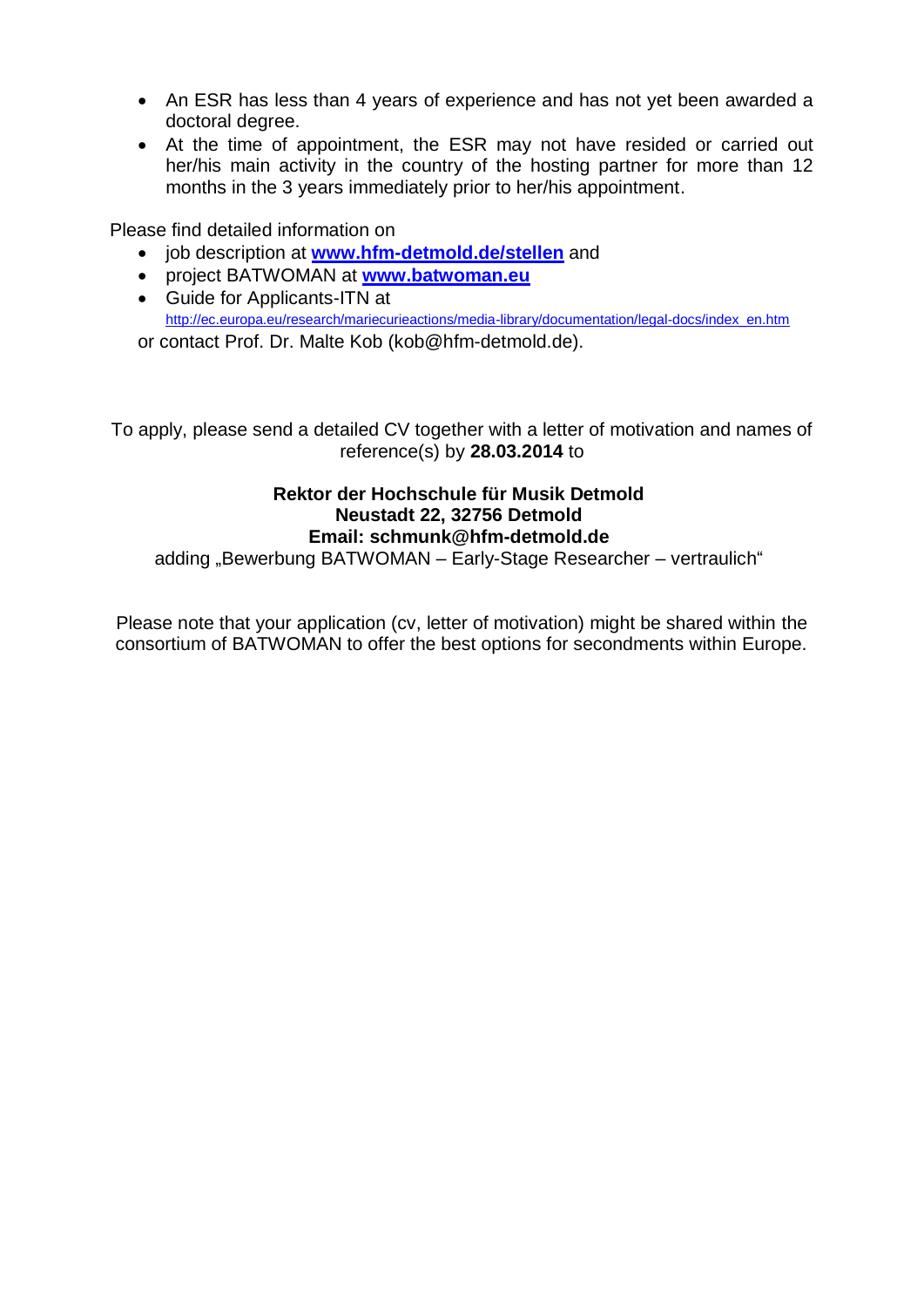- An ESR has less than 4 years of experience and has not yet been awarded a doctoral degree.
- At the time of appointment, the ESR may not have resided or carried out her/his main activity in the country of the hosting partner for more than 12 months in the 3 years immediately prior to her/his appointment.

Please find detailed information on

- job description at **www.hfm-detmold.de/stellen** and
- project BATWOMAN at **www.batwoman.eu**
- Guide for Applicants-ITN at http://ec.europa.eu/research/mariecurieactions/media-library/documentation/legal-docs/index_en.htm

or contact Prof. Dr. Malte Kob (kob@hfm-detmold.de).

To apply, please send a detailed CV together with a letter of motivation and names of reference(s) by **28.03.2014** to

**Rektor der Hochschule für Musik Detmold**
**Neustadt 22, 32756 Detmold**
**Email: schmunk@hfm-detmold.de**
adding „Bewerbung BATWOMAN – Early-Stage Researcher – vertraulich"

Please note that your application (cv, letter of motivation) might be shared within the consortium of BATWOMAN to offer the best options for secondments within Europe.